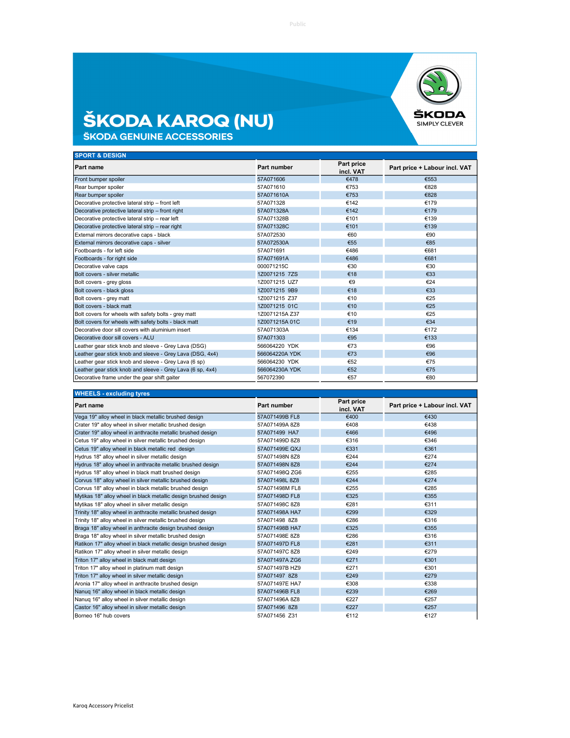# ŠKODA KAROQ (NU)

## ŠKODA GENUINE ACCESSORIES

ŠKODA SIMPLY CLEVER

### SPORT & DESIGN

| Part name | Part number | Part price incl. VAT | Part price + Labour incl. VAT |
|---|---|---|---|
| Front bumper spoiler | 57A071606 | €478 | €553 |
| Rear bumper spoiler | 57A071610 | €753 | €828 |
| Rear bumper spoiler | 57A071610A | €753 | €828 |
| Decorative protective lateral strip – front left | 57A071328 | €142 | €179 |
| Decorative protective lateral strip – front right | 57A071328A | €142 | €179 |
| Decorative protective lateral strip – rear left | 57A071328B | €101 | €139 |
| Decorative protective lateral strip – rear right | 57A071328C | €101 | €139 |
| External mirrors decorative caps - black | 57A072530 | €60 | €90 |
| External mirrors decorative caps - silver | 57A072530A | €55 | €85 |
| Footboards - for left side | 57A071691 | €486 | €681 |
| Footboards - for right side | 57A071691A | €486 | €681 |
| Decorative valve caps | 000071215C | €30 | €30 |
| Bolt covers - silver metallic | 1Z0071215 7ZS | €18 | €33 |
| Bolt covers - grey gloss | 1Z0071215 UZ7 | €9 | €24 |
| Bolt covers - black gloss | 1Z0071215 9B9 | €18 | €33 |
| Bolt covers - grey matt | 1Z0071215 Z37 | €10 | €25 |
| Bolt covers - black matt | 1Z0071215 01C | €10 | €25 |
| Bolt covers for wheels with safety bolts - grey matt | 1Z0071215A Z37 | €10 | €25 |
| Bolt covers for wheels with safety bolts - black matt | 1Z0071215A 01C | €19 | €34 |
| Decorative door sill covers with aluminium insert | 57A071303A | €134 | €172 |
| Decorative door sill covers - ALU | 57A071303 | €95 | €133 |
| Leather gear stick knob and sleeve - Grey Lava (DSG) | 566064220 YDK | €73 | €96 |
| Leather gear stick knob and sleeve - Grey Lava (DSG, 4x4) | 566064220A YDK | €73 | €96 |
| Leather gear stick knob and sleeve - Grey Lava (6 sp) | 566064230 YDK | €52 | €75 |
| Leather gear stick knob and sleeve - Grey Lava (6 sp, 4x4) | 566064230A YDK | €52 | €75 |
| Decorative frame under the gear shift gaiter | 567072390 | €57 | €80 |

### WHEELS - excluding tyres

| Part name | Part number | Part price incl. VAT | Part price + Labour incl. VAT |
|---|---|---|---|
| Vega 19" alloy wheel in black metallic brushed design | 57A071499B FL8 | €400 | €430 |
| Crater 19" alloy wheel in silver metallic brushed design | 57A071499A 8Z8 | €408 | €438 |
| Crater 19" alloy wheel in anthracite metallic brushed design | 57A071499 HA7 | €466 | €496 |
| Cetus 19" alloy wheel in silver metallic brushed design | 57A071499D 8Z8 | €316 | €346 |
| Cetus 19" alloy wheel in black metallic red design | 57A071499E QXJ | €331 | €361 |
| Hydrus 18" alloy wheel in silver metallic design | 57A071498N 8Z8 | €244 | €274 |
| Hydrus 18" alloy wheel in anthracite metallic brushed design | 57A071498N 8Z8 | €244 | €274 |
| Hydrus 18" alloy wheel in black matt brushed design | 57A071498Q ZG6 | €255 | €285 |
| Corvus 18" alloy wheel in silver metallic brushed design | 57A071498L 8Z8 | €244 | €274 |
| Corvus 18" alloy wheel in black metallic brushed design | 57A071498M FL8 | €255 | €285 |
| Mytikas 18" alloy wheel in black metallic design brushed design | 57A071498D FL8 | €325 | €355 |
| Mytikas 18" alloy wheel in silver metallic design | 57A071498C 8Z8 | €281 | €311 |
| Trinity 18" alloy wheel in anthracite metallic brushed design | 57A071498A HA7 | €299 | €329 |
| Trinity 18" alloy wheel in silver metallic brushed design | 57A071498 8Z8 | €286 | €316 |
| Braga 18" alloy wheel in anthracite design brushed design | 57A071498B HA7 | €325 | €355 |
| Braga 18" alloy wheel in silver metallic brushed design | 57A071498E 8Z8 | €286 | €316 |
| Ratikon 17" alloy wheel in black metallic design brushed design | 57A071497D FL8 | €281 | €311 |
| Ratikon 17" alloy wheel in silver metallic design | 57A071497C 8Z8 | €249 | €279 |
| Triton 17" alloy wheel in black matt design | 57A071497A ZG6 | €271 | €301 |
| Triton 17" alloy wheel in platinum matt design | 57A071497B HZ9 | €271 | €301 |
| Triton 17" alloy wheel in silver metallic design | 57A071497 8Z8 | €249 | €279 |
| Aronia 17" alloy wheel in anthracite brushed design | 57A071497E HA7 | €308 | €338 |
| Nanuq 16" alloy wheel in black metallic design | 57A071496B FL8 | €239 | €269 |
| Nanuq 16" alloy wheel in silver metallic design | 57A071496A 8Z8 | €227 | €257 |
| Castor 16" alloy wheel in silver metallic design | 57A071496 8Z8 | €227 | €257 |
| Borneo 16" hub covers | 57A071456 Z31 | €112 | €127 |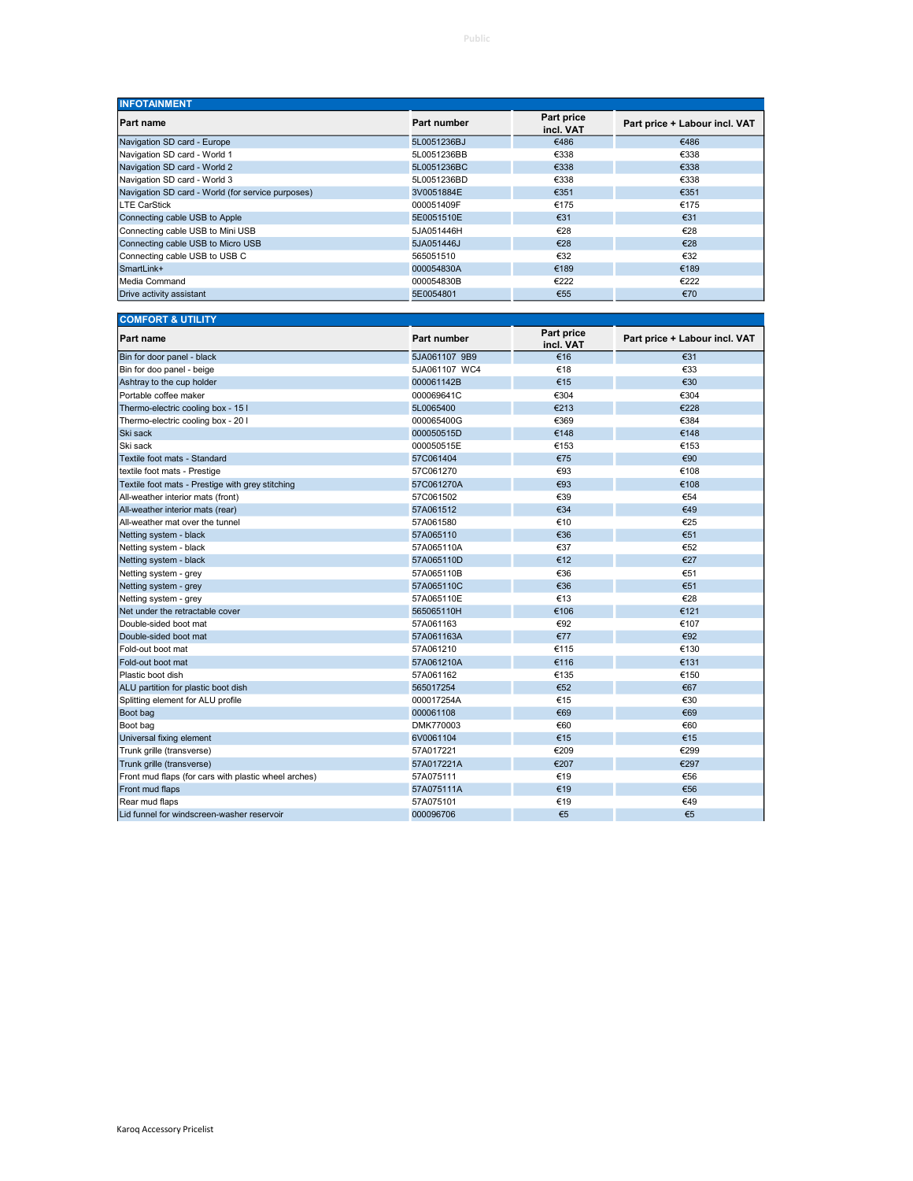## INFOTAINMENT

| Part name | Part number | Part price incl. VAT | Part price + Labour incl. VAT |
|---|---|---|---|
| Navigation SD card - Europe | 5L0051236BJ | €486 | €486 |
| Navigation SD card - World 1 | 5L0051236BB | €338 | €338 |
| Navigation SD card - World 2 | 5L0051236BC | €338 | €338 |
| Navigation SD card - World 3 | 5L0051236BD | €338 | €338 |
| Navigation SD card - World (for service purposes) | 3V0051884E | €351 | €351 |
| LTE CarStick | 000051409F | €175 | €175 |
| Connecting cable USB to Apple | 5E0051510E | €31 | €31 |
| Connecting cable USB to Mini USB | 5JA051446H | €28 | €28 |
| Connecting cable USB to Micro USB | 5JA051446J | €28 | €28 |
| Connecting cable USB to USB C | 565051510 | €32 | €32 |
| SmartLink+ | 000054830A | €189 | €189 |
| Media Command | 000054830B | €222 | €222 |
| Drive activity assistant | 5E0054801 | €55 | €70 |

## COMFORT & UTILITY

| Part name | Part number | Part price incl. VAT | Part price + Labour incl. VAT |
|---|---|---|---|
| Bin for door panel - black | 5JA061107 9B9 | €16 | €31 |
| Bin for doo panel - beige | 5JA061107 WC4 | €18 | €33 |
| Ashtray to the cup holder | 000061142B | €15 | €30 |
| Portable coffee maker | 000069641C | €304 | €304 |
| Thermo-electric cooling box - 15 l | 5L0065400 | €213 | €228 |
| Thermo-electric cooling box - 20 l | 000065400G | €369 | €384 |
| Ski sack | 000050515D | €148 | €148 |
| Ski sack | 000050515E | €153 | €153 |
| Textile foot mats - Standard | 57C061404 | €75 | €90 |
| textile foot mats - Prestige | 57C061270 | €93 | €108 |
| Textile foot mats - Prestige with grey stitching | 57C061270A | €93 | €108 |
| All-weather interior mats (front) | 57C061502 | €39 | €54 |
| All-weather interior mats (rear) | 57A061512 | €34 | €49 |
| All-weather mat over the tunnel | 57A061580 | €10 | €25 |
| Netting system - black | 57A065110 | €36 | €51 |
| Netting system - black | 57A065110A | €37 | €52 |
| Netting system - black | 57A065110D | €12 | €27 |
| Netting system - grey | 57A065110B | €36 | €51 |
| Netting system - grey | 57A065110C | €36 | €51 |
| Netting system - grey | 57A065110E | €13 | €28 |
| Net under the retractable cover | 565065110H | €106 | €121 |
| Double-sided boot mat | 57A061163 | €92 | €107 |
| Double-sided boot mat | 57A061163A | €77 | €92 |
| Fold-out boot mat | 57A061210 | €115 | €130 |
| Fold-out boot mat | 57A061210A | €116 | €131 |
| Plastic boot dish | 57A061162 | €135 | €150 |
| ALU partition for plastic boot dish | 565017254 | €52 | €67 |
| Splitting element for ALU profile | 000017254A | €15 | €30 |
| Boot bag | 000061108 | €69 | €69 |
| Boot bag | DMK770003 | €60 | €60 |
| Universal fixing element | 6V0061104 | €15 | €15 |
| Trunk grille (transverse) | 57A017221 | €209 | €299 |
| Trunk grille (transverse) | 57A017221A | €207 | €297 |
| Front mud flaps (for cars with plastic wheel arches) | 57A075111 | €19 | €56 |
| Front mud flaps | 57A075111A | €19 | €56 |
| Rear mud flaps | 57A075101 | €19 | €49 |
| Lid funnel for windscreen-washer reservoir | 000096706 | €5 | €5 |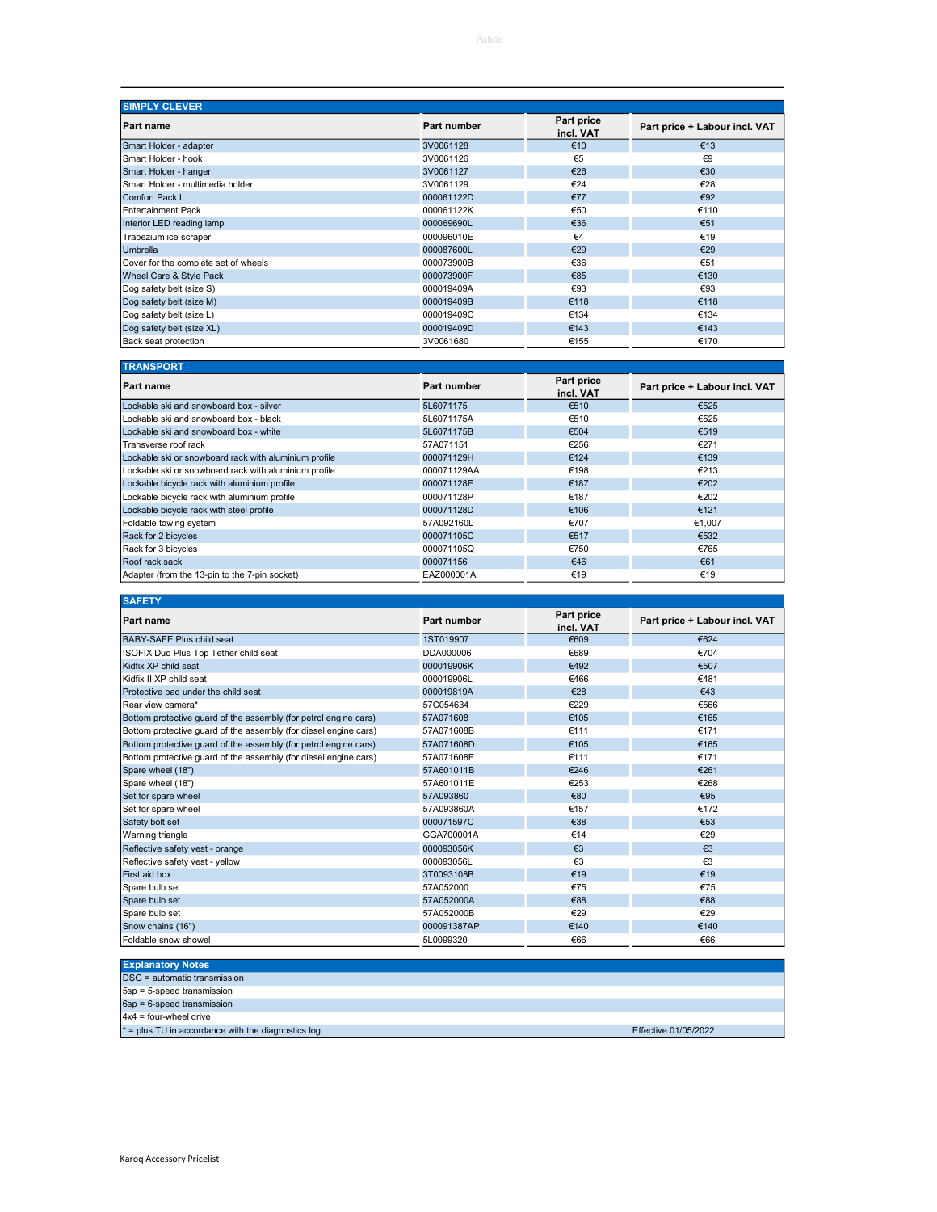## SIMPLY CLEVER

| Part name | Part number | Part price incl. VAT | Part price + Labour incl. VAT |
|---|---|---|---|
| Smart Holder - adapter | 3V0061128 | €10 | €13 |
| Smart Holder - hook | 3V0061126 | €5 | €9 |
| Smart Holder - hanger | 3V0061127 | €26 | €30 |
| Smart Holder - multimedia holder | 3V0061129 | €24 | €28 |
| Comfort Pack L | 000061122D | €77 | €92 |
| Entertainment Pack | 000061122K | €50 | €110 |
| Interior LED reading lamp | 000069690L | €36 | €51 |
| Trapezium ice scraper | 000096010E | €4 | €19 |
| Umbrella | 000087600L | €29 | €29 |
| Cover for the complete set of wheels | 000073900B | €36 | €51 |
| Wheel Care & Style Pack | 000073900F | €85 | €130 |
| Dog safety belt (size S) | 000019409A | €93 | €93 |
| Dog safety belt (size M) | 000019409B | €118 | €118 |
| Dog safety belt (size L) | 000019409C | €134 | €134 |
| Dog safety belt (size XL) | 000019409D | €143 | €143 |
| Back seat protection | 3V0061680 | €155 | €170 |

## TRANSPORT

| Part name | Part number | Part price incl. VAT | Part price + Labour incl. VAT |
|---|---|---|---|
| Lockable ski and snowboard box - silver | 5L6071175 | €510 | €525 |
| Lockable ski and snowboard box - black | 5L6071175A | €510 | €525 |
| Lockable ski and snowboard box - white | 5L6071175B | €504 | €519 |
| Transverse roof rack | 57A071151 | €256 | €271 |
| Lockable ski or snowboard rack with aluminium profile | 000071129H | €124 | €139 |
| Lockable ski or snowboard rack with aluminium profile | 000071129AA | €198 | €213 |
| Lockable bicycle rack with aluminium profile | 000071128E | €187 | €202 |
| Lockable bicycle rack with aluminium profile | 000071128P | €187 | €202 |
| Lockable bicycle rack with steel profile | 000071128D | €106 | €121 |
| Foldable towing system | 57A092160L | €707 | €1,007 |
| Rack for 2 bicycles | 000071105C | €517 | €532 |
| Rack for 3 bicycles | 000071105Q | €750 | €765 |
| Roof rack sack | 000071156 | €46 | €61 |
| Adapter (from the 13-pin to the 7-pin socket) | EAZ000001A | €19 | €19 |

## SAFETY

| Part name | Part number | Part price incl. VAT | Part price + Labour incl. VAT |
|---|---|---|---|
| BABY-SAFE Plus child seat | 1ST019907 | €609 | €624 |
| ISOFIX Duo Plus Top Tether child seat | DDA000006 | €689 | €704 |
| Kidfix XP child seat | 000019906K | €492 | €507 |
| Kidfix II XP child seat | 000019906L | €466 | €481 |
| Protective pad under the child seat | 000019819A | €28 | €43 |
| Rear view camera* | 57C054634 | €229 | €566 |
| Bottom protective guard of the assembly (for petrol engine cars) | 57A071608 | €105 | €165 |
| Bottom protective guard of the assembly (for diesel engine cars) | 57A071608B | €111 | €171 |
| Bottom protective guard of the assembly (for petrol engine cars) | 57A071608D | €105 | €165 |
| Bottom protective guard of the assembly (for diesel engine cars) | 57A071608E | €111 | €171 |
| Spare wheel (18") | 57A601011B | €246 | €261 |
| Spare wheel (18") | 57A601011E | €253 | €268 |
| Set for spare wheel | 57A093860 | €80 | €95 |
| Set for spare wheel | 57A093860A | €157 | €172 |
| Safety bolt set | 000071597C | €38 | €53 |
| Warning triangle | GGA700001A | €14 | €29 |
| Reflective safety vest - orange | 000093056K | €3 | €3 |
| Reflective safety vest - yellow | 000093056L | €3 | €3 |
| First aid box | 3T0093108B | €19 | €19 |
| Spare bulb set | 57A052000 | €75 | €75 |
| Spare bulb set | 57A052000A | €88 | €88 |
| Spare bulb set | 57A052000B | €29 | €29 |
| Snow chains (16") | 000091387AP | €140 | €140 |
| Foldable snow showel | 5L0099320 | €66 | €66 |

## Explanatory Notes

DSG = automatic transmission
5sp = 5-speed transmission
6sp = 6-speed transmission
4x4 = four-wheel drive
* = plus TU in accordance with the diagnostics log

Effective 01/05/2022